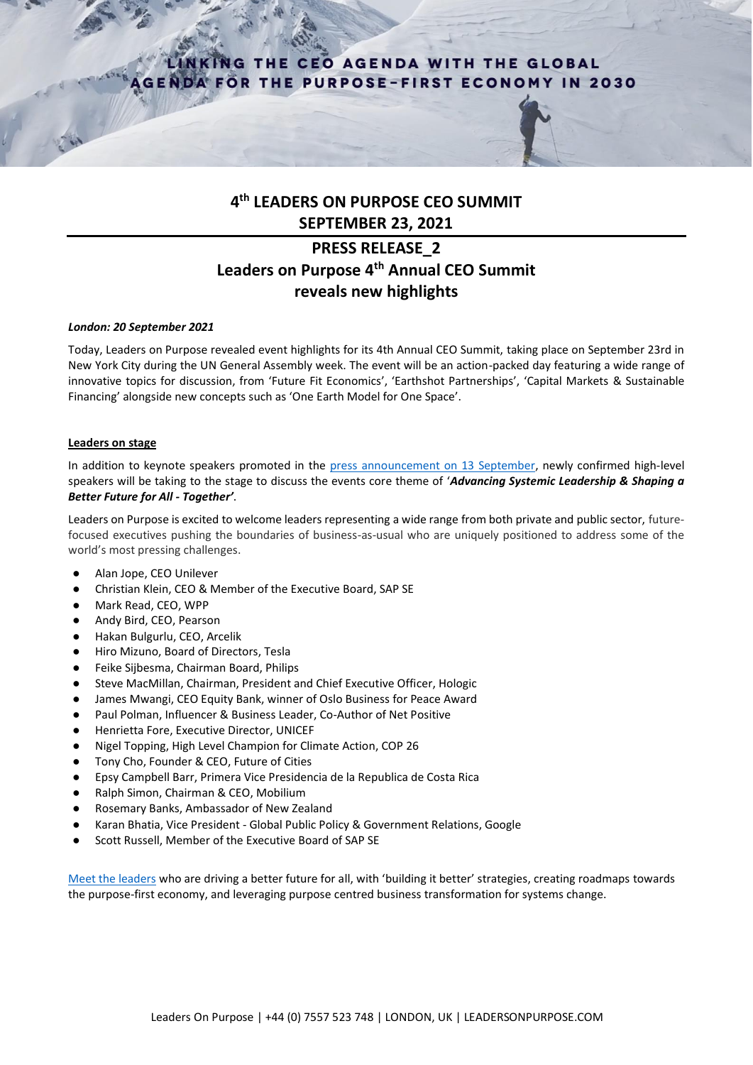LINKING THE CEO AGENDA WITH THE GLOBAL AGENDA FOR THE PURPOSE-FIRST ECONOMY IN 2030

# 4th LEADERS ON PURPOSE CEO SUMMIT SEPTEMBER 23, 2021

## PRESS RELEASE_2
## Leaders on Purpose 4th Annual CEO Summit reveals new highlights

***London: 20 September 2021***

Today, Leaders on Purpose revealed event highlights for its 4th Annual CEO Summit, taking place on September 23rd in New York City during the UN General Assembly week. The event will be an action-packed day featuring a wide range of innovative topics for discussion, from 'Future Fit Economics', 'Earthshot Partnerships', 'Capital Markets & Sustainable Financing' alongside new concepts such as 'One Earth Model for One Space'.

**Leaders on stage**

In addition to keynote speakers promoted in the press announcement on 13 September, newly confirmed high-level speakers will be taking to the stage to discuss the events core theme of '***Advancing Systemic Leadership & Shaping a Better Future for All - Together'***.

Leaders on Purpose is excited to welcome leaders representing a wide range from both private and public sector, future-focused executives pushing the boundaries of business-as-usual who are uniquely positioned to address some of the world's most pressing challenges.

- Alan Jope, CEO Unilever
- Christian Klein, CEO & Member of the Executive Board, SAP SE
- Mark Read, CEO, WPP
- Andy Bird, CEO, Pearson
- Hakan Bulgurlu, CEO, Arcelik
- Hiro Mizuno, Board of Directors, Tesla
- Feike Sijbesma, Chairman Board, Philips
- Steve MacMillan, Chairman, President and Chief Executive Officer, Hologic
- James Mwangi, CEO Equity Bank, winner of Oslo Business for Peace Award
- Paul Polman, Influencer & Business Leader, Co-Author of Net Positive
- Henrietta Fore, Executive Director, UNICEF
- Nigel Topping, High Level Champion for Climate Action, COP 26
- Tony Cho, Founder & CEO, Future of Cities
- Epsy Campbell Barr, Primera Vice Presidencia de la Republica de Costa Rica
- Ralph Simon, Chairman & CEO, Mobilium
- Rosemary Banks, Ambassador of New Zealand
- Karan Bhatia, Vice President - Global Public Policy & Government Relations, Google
- Scott Russell, Member of the Executive Board of SAP SE

Meet the leaders who are driving a better future for all, with 'building it better' strategies, creating roadmaps towards the purpose-first economy, and leveraging purpose centred business transformation for systems change.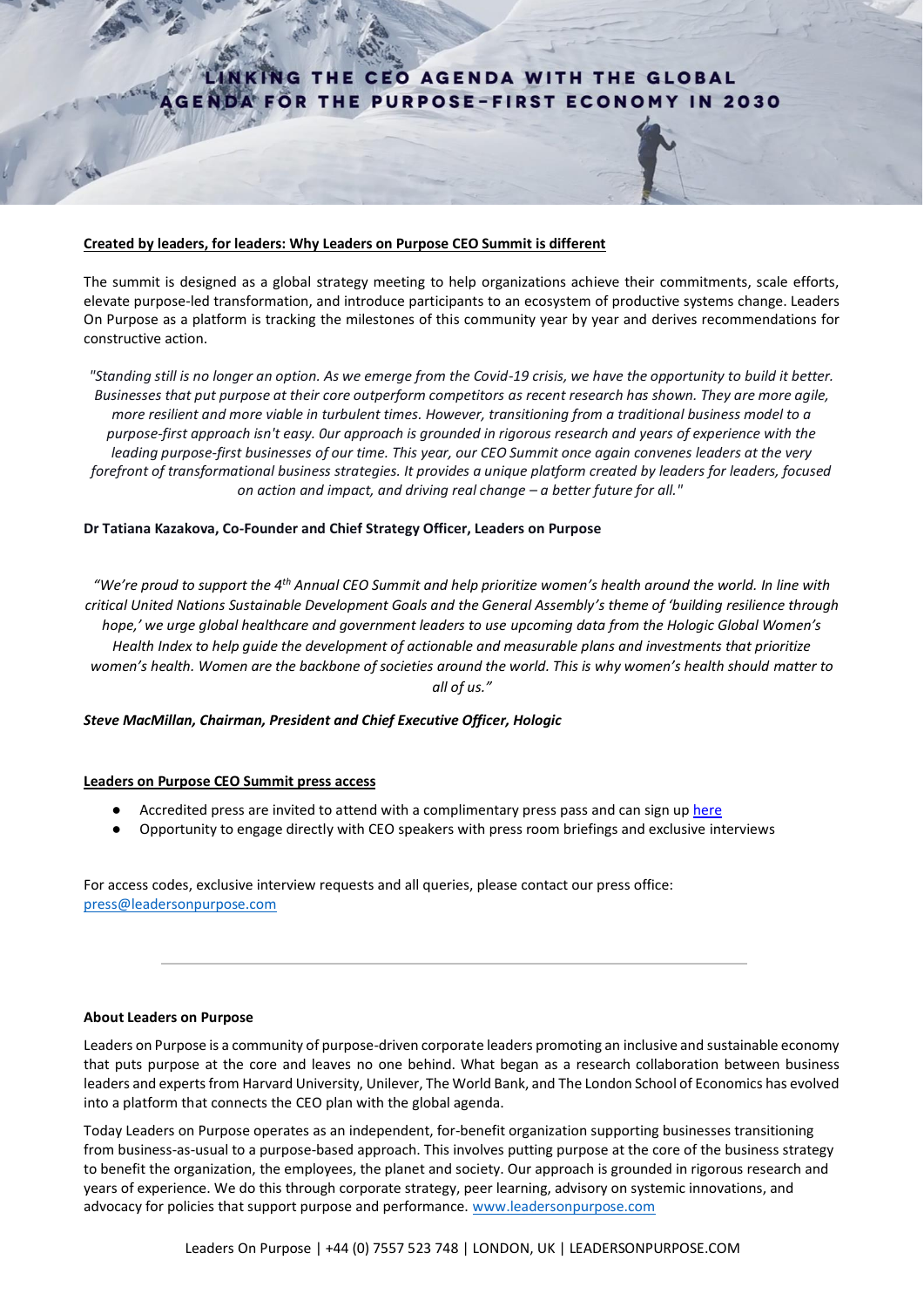# LINKING THE CEO AGENDA WITH THE GLOBAL AGENDA FOR THE PURPOSE-FIRST ECONOMY IN 2030

**Created by leaders, for leaders: Why Leaders on Purpose CEO Summit is different**

The summit is designed as a global strategy meeting to help organizations achieve their commitments, scale efforts, elevate purpose-led transformation, and introduce participants to an ecosystem of productive systems change. Leaders On Purpose as a platform is tracking the milestones of this community year by year and derives recommendations for constructive action.

*"Standing still is no longer an option. As we emerge from the Covid-19 crisis, we have the opportunity to build it better. Businesses that put purpose at their core outperform competitors as recent research has shown. They are more agile, more resilient and more viable in turbulent times. However, transitioning from a traditional business model to a purpose-first approach isn't easy. Our approach is grounded in rigorous research and years of experience with the leading purpose-first businesses of our time. This year, our CEO Summit once again convenes leaders at the very forefront of transformational business strategies. It provides a unique platform created by leaders for leaders, focused on action and impact, and driving real change – a better future for all."*

**Dr Tatiana Kazakova, Co-Founder and Chief Strategy Officer, Leaders on Purpose**

*"We're proud to support the 4th Annual CEO Summit and help prioritize women's health around the world. In line with critical United Nations Sustainable Development Goals and the General Assembly's theme of 'building resilience through hope,' we urge global healthcare and government leaders to use upcoming data from the Hologic Global Women's Health Index to help guide the development of actionable and measurable plans and investments that prioritize women's health. Women are the backbone of societies around the world. This is why women's health should matter to all of us."*

***Steve MacMillan, Chairman, President and Chief Executive Officer, Hologic***

**Leaders on Purpose CEO Summit press access**

- Accredited press are invited to attend with a complimentary press pass and can sign up here
- Opportunity to engage directly with CEO speakers with press room briefings and exclusive interviews

For access codes, exclusive interview requests and all queries, please contact our press office: press@leadersonpurpose.com

---

**About Leaders on Purpose**

Leaders on Purpose is a community of purpose-driven corporate leaders promoting an inclusive and sustainable economy that puts purpose at the core and leaves no one behind. What began as a research collaboration between business leaders and experts from Harvard University, Unilever, The World Bank, and The London School of Economics has evolved into a platform that connects the CEO plan with the global agenda.

Today Leaders on Purpose operates as an independent, for-benefit organization supporting businesses transitioning from business-as-usual to a purpose-based approach. This involves putting purpose at the core of the business strategy to benefit the organization, the employees, the planet and society. Our approach is grounded in rigorous research and years of experience. We do this through corporate strategy, peer learning, advisory on systemic innovations, and advocacy for policies that support purpose and performance. www.leadersonpurpose.com

Leaders On Purpose | +44 (0) 7557 523 748 | LONDON, UK | LEADERSONPURPOSE.COM